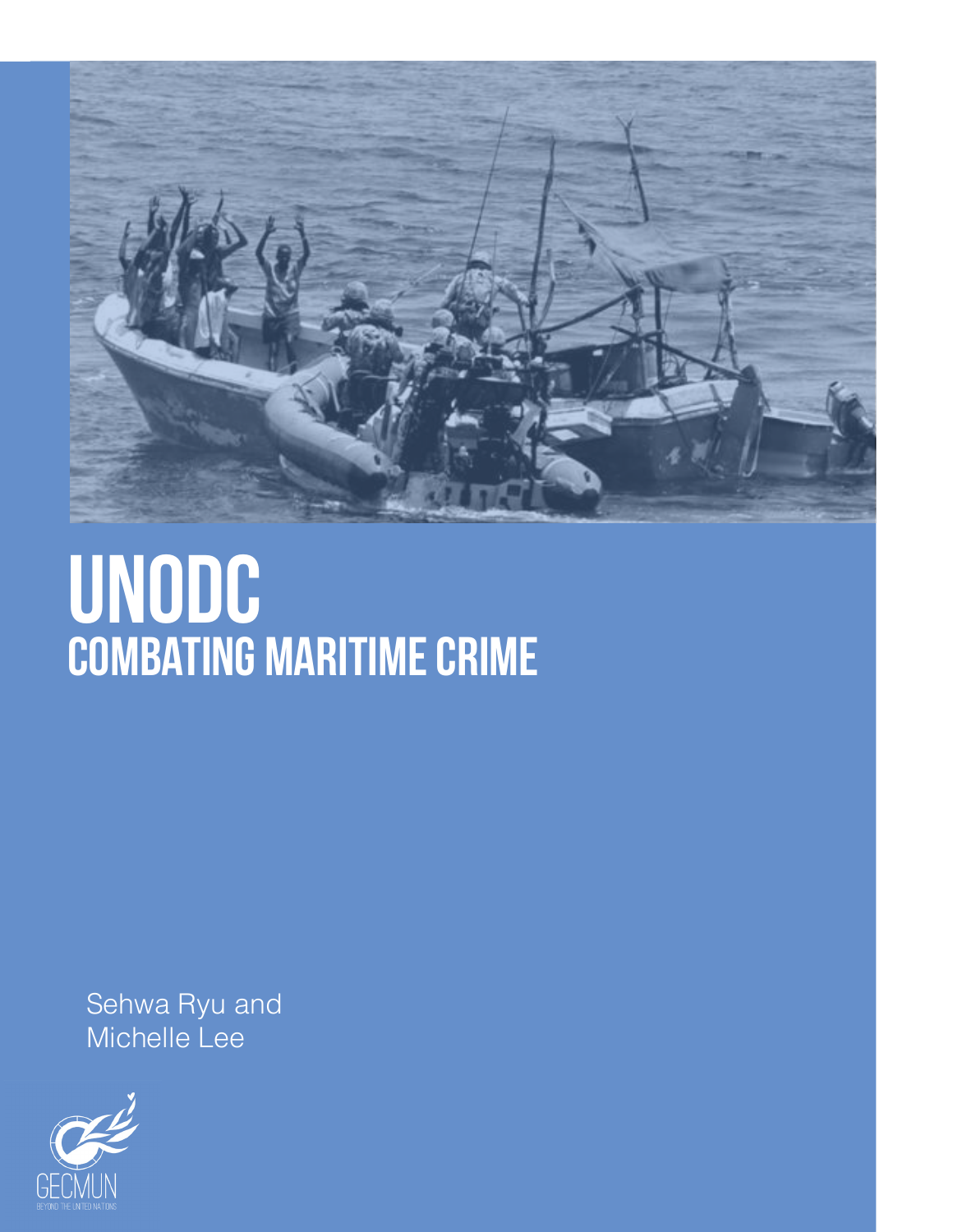# UNODC
## COMBATING MARITIME CRIME

Sehwa Ryu and
Michelle Lee

GECMUN
BEYOND THE UNITED NATIONS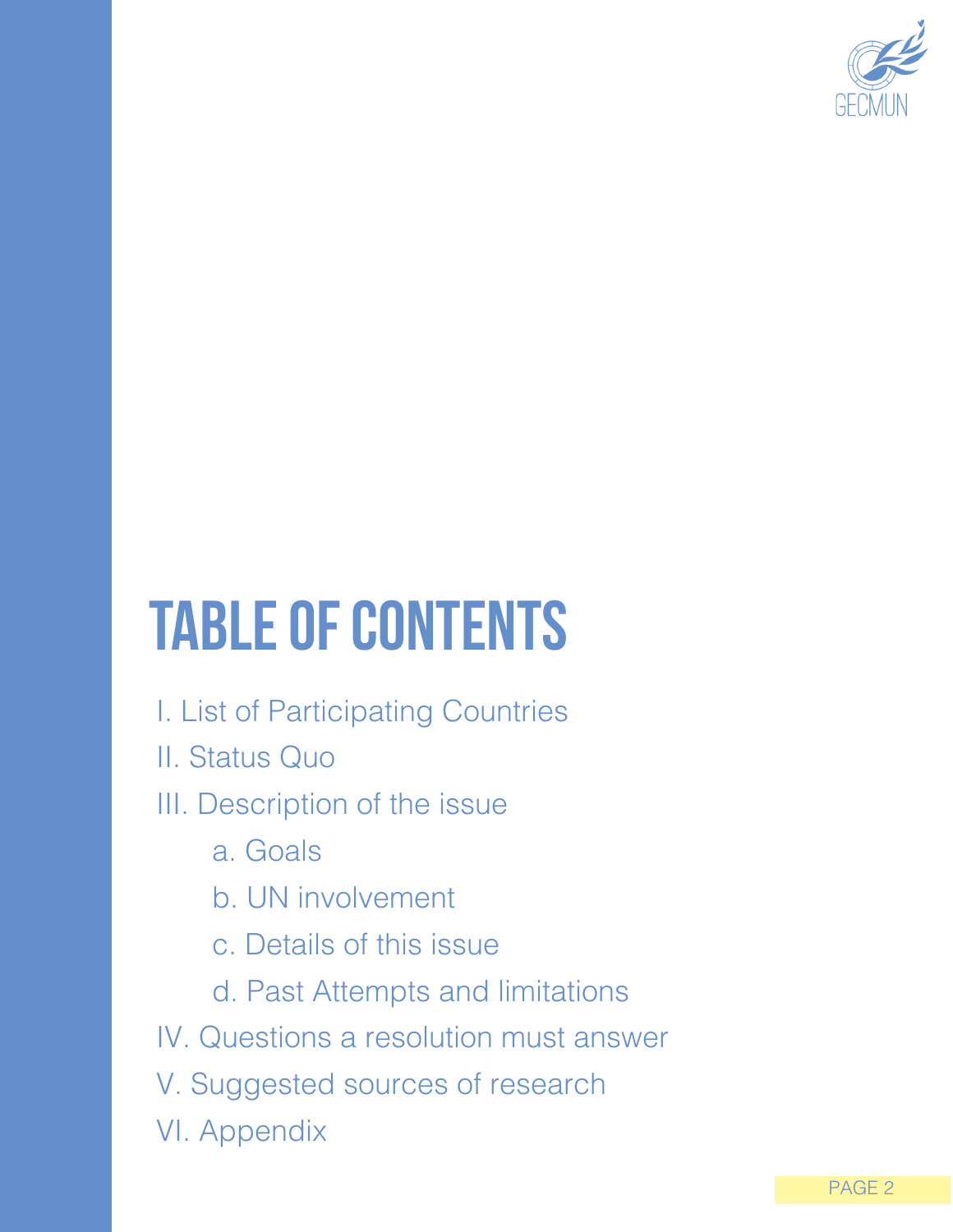# TABLE OF CONTENTS

I. List of Participating Countries

II. Status Quo

III. Description of the issue

- a. Goals
- b. UN involvement
- c. Details of this issue
- d. Past Attempts and limitations

IV. Questions a resolution must answer

V. Suggested sources of research

VI. Appendix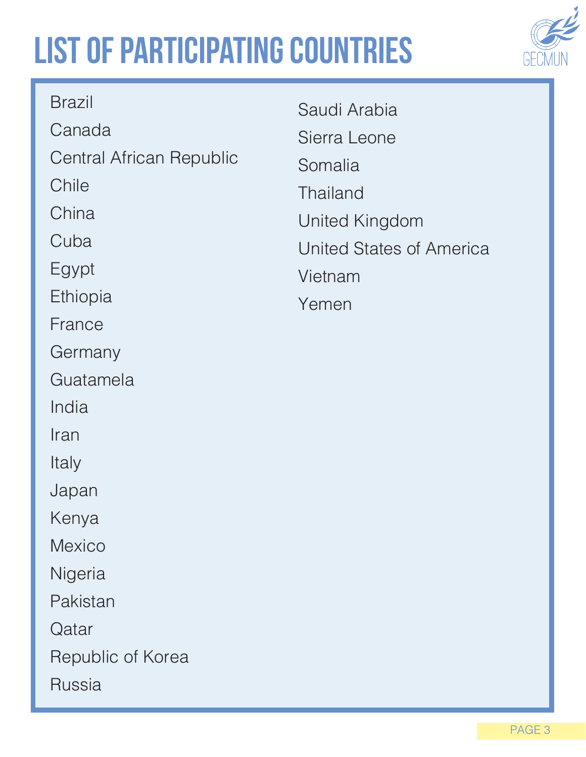# LIST OF PARTICIPATING COUNTRIES

Brazil
Canada
Central African Republic
Chile
China
Cuba
Egypt
Ethiopia
France
Germany
Guatamela
India
Iran
Italy
Japan
Kenya
Mexico
Nigeria
Pakistan
Qatar
Republic of Korea
Russia
Saudi Arabia
Sierra Leone
Somalia
Thailand
United Kingdom
United States of America
Vietnam
Yemen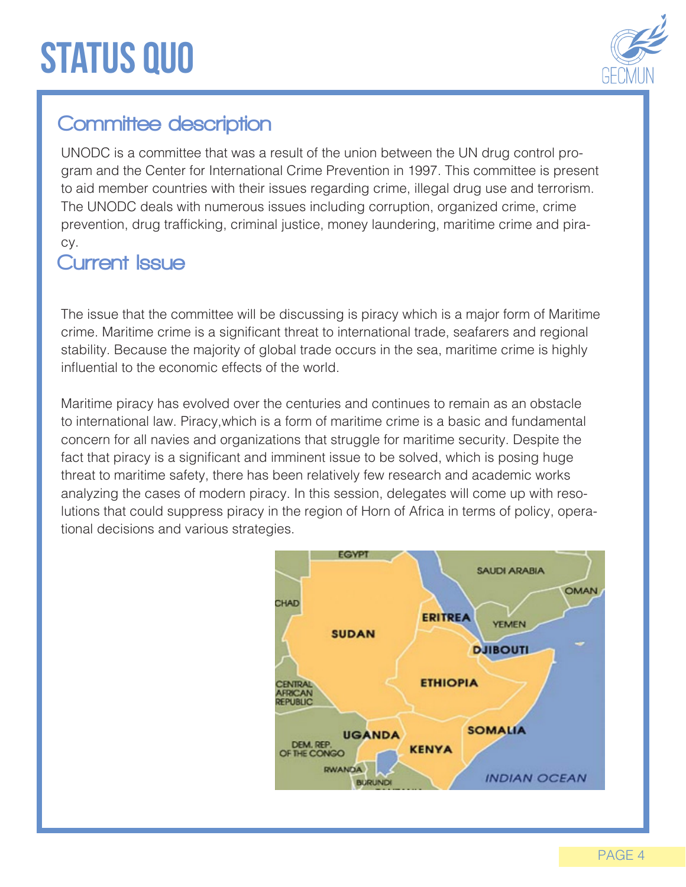# STATUS QUO

## Committee description

UNODC is a committee that was a result of the union between the UN drug control program and the Center for International Crime Prevention in 1997. This committee is present to aid member countries with their issues regarding crime, illegal drug use and terrorism. The UNODC deals with numerous issues including corruption, organized crime, crime prevention, drug trafficking, criminal justice, money laundering, maritime crime and piracy.

## Current Issue

The issue that the committee will be discussing is piracy which is a major form of Maritime crime. Maritime crime is a significant threat to international trade, seafarers and regional stability. Because the majority of global trade occurs in the sea, maritime crime is highly influential to the economic effects of the world.

Maritime piracy has evolved over the centuries and continues to remain as an obstacle to international law. Piracy,which is a form of maritime crime is a basic and fundamental concern for all navies and organizations that struggle for maritime security. Despite the fact that piracy is a significant and imminent issue to be solved, which is posing huge threat to maritime safety, there has been relatively few research and academic works analyzing the cases of modern piracy. In this session, delegates will come up with resolutions that could suppress piracy in the region of Horn of Africa in terms of policy, operational decisions and various strategies.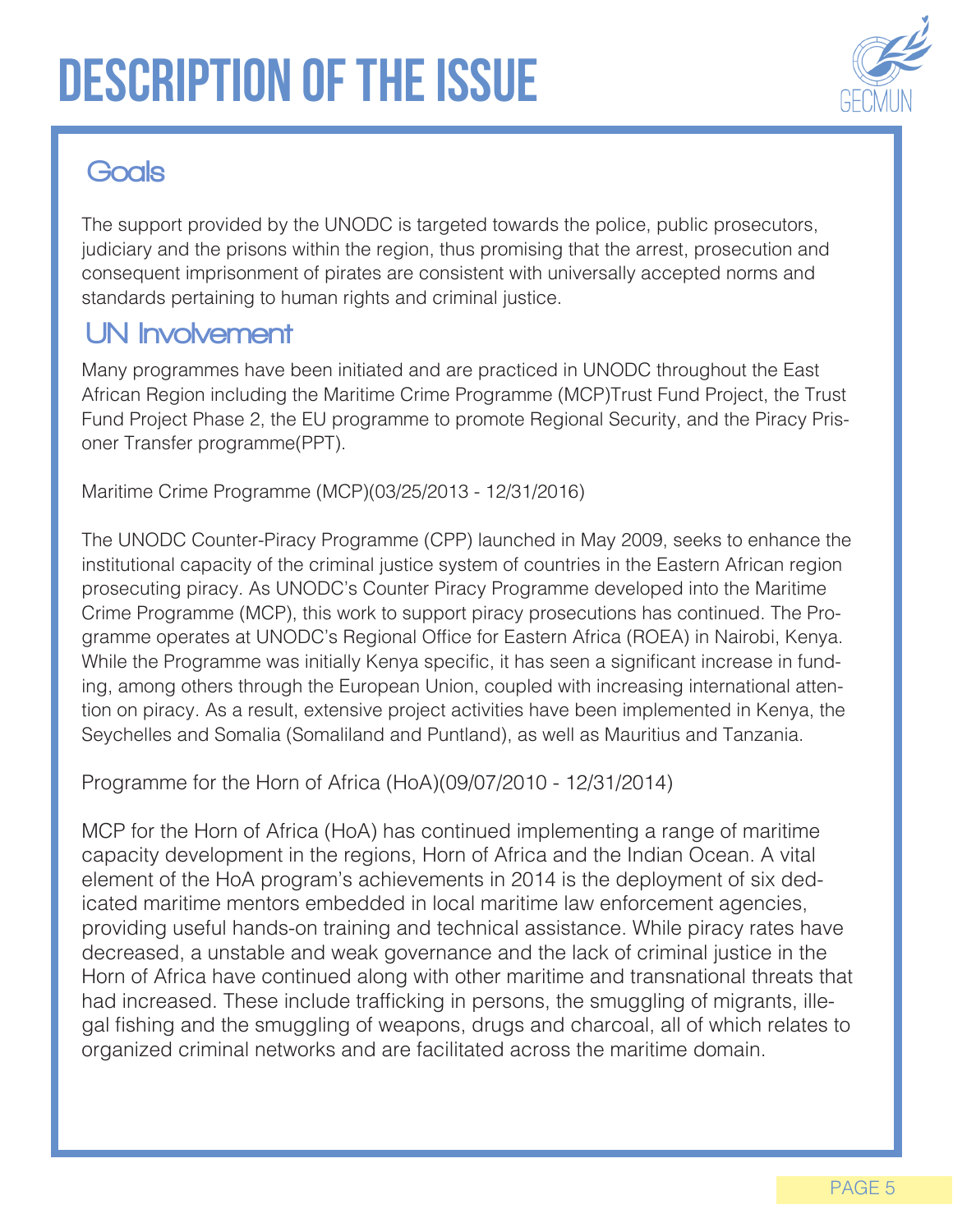# DESCRIPTION OF THE ISSUE

## Goals

The support provided by the UNODC is targeted towards the police, public prosecutors, judiciary and the prisons within the region, thus promising that the arrest, prosecution and consequent imprisonment of pirates are consistent with universally accepted norms and standards pertaining to human rights and criminal justice.

## UN Involvement

Many programmes have been initiated and are practiced in UNODC throughout the East African Region including the Maritime Crime Programme (MCP)Trust Fund Project, the Trust Fund Project Phase 2, the EU programme to promote Regional Security, and the Piracy Prisoner Transfer programme(PPT).

Maritime Crime Programme (MCP)(03/25/2013 - 12/31/2016)

The UNODC Counter-Piracy Programme (CPP) launched in May 2009, seeks to enhance the institutional capacity of the criminal justice system of countries in the Eastern African region prosecuting piracy. As UNODC's Counter Piracy Programme developed into the Maritime Crime Programme (MCP), this work to support piracy prosecutions has continued. The Programme operates at UNODC's Regional Office for Eastern Africa (ROEA) in Nairobi, Kenya. While the Programme was initially Kenya specific, it has seen a significant increase in funding, among others through the European Union, coupled with increasing international attention on piracy. As a result, extensive project activities have been implemented in Kenya, the Seychelles and Somalia (Somaliland and Puntland), as well as Mauritius and Tanzania.

Programme for the Horn of Africa (HoA)(09/07/2010 - 12/31/2014)

MCP for the Horn of Africa (HoA) has continued implementing a range of maritime capacity development in the regions, Horn of Africa and the Indian Ocean. A vital element of the HoA program's achievements in 2014 is the deployment of six dedicated maritime mentors embedded in local maritime law enforcement agencies, providing useful hands-on training and technical assistance. While piracy rates have decreased, a unstable and weak governance and the lack of criminal justice in the Horn of Africa have continued along with other maritime and transnational threats that had increased. These include trafficking in persons, the smuggling of migrants, illegal fishing and the smuggling of weapons, drugs and charcoal, all of which relates to organized criminal networks and are facilitated across the maritime domain.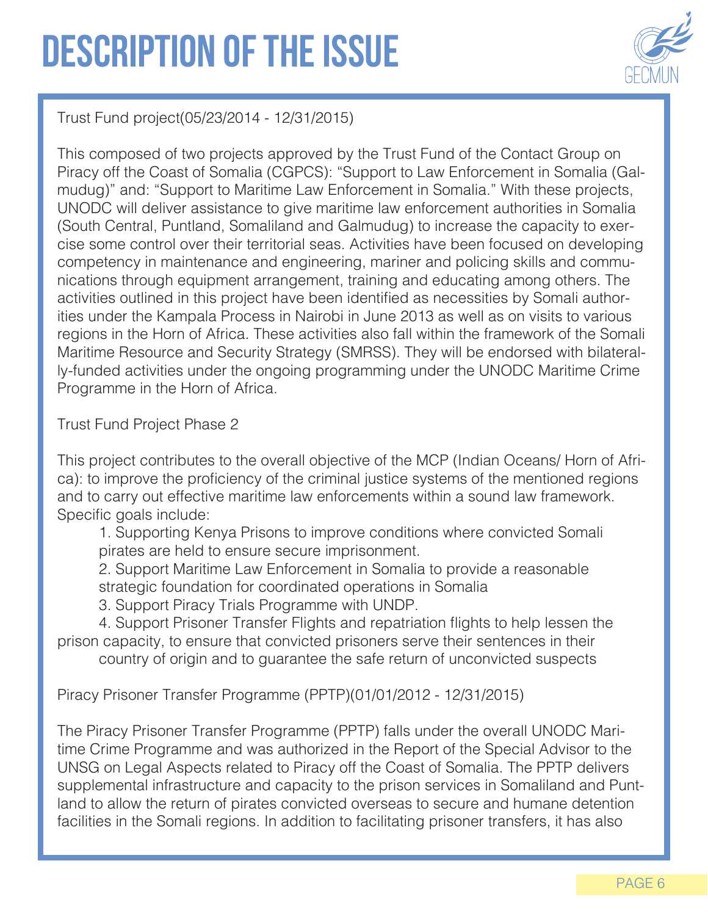# DESCRIPTION OF THE ISSUE

Trust Fund project(05/23/2014 - 12/31/2015)

This composed of two projects approved by the Trust Fund of the Contact Group on Piracy off the Coast of Somalia (CGPCS): "Support to Law Enforcement in Somalia (Galmudug)" and: "Support to Maritime Law Enforcement in Somalia." With these projects, UNODC will deliver assistance to give maritime law enforcement authorities in Somalia (South Central, Puntland, Somaliland and Galmudug) to increase the capacity to exercise some control over their territorial seas. Activities have been focused on developing competency in maintenance and engineering, mariner and policing skills and communications through equipment arrangement, training and educating among others. The activities outlined in this project have been identified as necessities by Somali authorities under the Kampala Process in Nairobi in June 2013 as well as on visits to various regions in the Horn of Africa. These activities also fall within the framework of the Somali Maritime Resource and Security Strategy (SMRSS). They will be endorsed with bilaterally-funded activities under the ongoing programming under the UNODC Maritime Crime Programme in the Horn of Africa.

Trust Fund Project Phase 2

This project contributes to the overall objective of the MCP (Indian Oceans/ Horn of Africa): to improve the proficiency of the criminal justice systems of the mentioned regions and to carry out effective maritime law enforcements within a sound law framework. Specific goals include:

1. Supporting Kenya Prisons to improve conditions where convicted Somali pirates are held to ensure secure imprisonment.
2. Support Maritime Law Enforcement in Somalia to provide a reasonable strategic foundation for coordinated operations in Somalia
3. Support Piracy Trials Programme with UNDP.
4. Support Prisoner Transfer Flights and repatriation flights to help lessen the prison capacity, to ensure that convicted prisoners serve their sentences in their country of origin and to guarantee the safe return of unconvicted suspects

Piracy Prisoner Transfer Programme (PPTP)(01/01/2012 - 12/31/2015)

The Piracy Prisoner Transfer Programme (PPTP) falls under the overall UNODC Maritime Crime Programme and was authorized in the Report of the Special Advisor to the UNSG on Legal Aspects related to Piracy off the Coast of Somalia. The PPTP delivers supplemental infrastructure and capacity to the prison services in Somaliland and Puntland to allow the return of pirates convicted overseas to secure and humane detention facilities in the Somali regions. In addition to facilitating prisoner transfers, it has also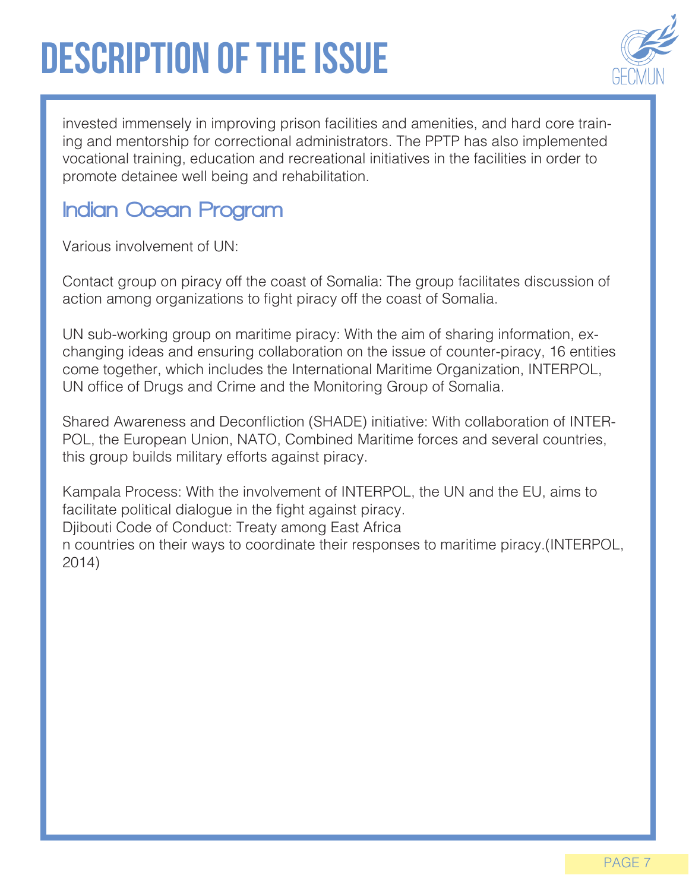# DESCRIPTION OF THE ISSUE

invested immensely in improving prison facilities and amenities, and hard core training and mentorship for correctional administrators. The PPTP has also implemented vocational training, education and recreational initiatives in the facilities in order to promote detainee well being and rehabilitation.

## Indian Ocean Program

Various involvement of UN:

Contact group on piracy off the coast of Somalia: The group facilitates discussion of action among organizations to fight piracy off the coast of Somalia.

UN sub-working group on maritime piracy: With the aim of sharing information, exchanging ideas and ensuring collaboration on the issue of counter-piracy, 16 entities come together, which includes the International Maritime Organization, INTERPOL, UN office of Drugs and Crime and the Monitoring Group of Somalia.

Shared Awareness and Deconfliction (SHADE) initiative: With collaboration of INTERPOL, the European Union, NATO, Combined Maritime forces and several countries, this group builds military efforts against piracy.

Kampala Process: With the involvement of INTERPOL, the UN and the EU, aims to facilitate political dialogue in the fight against piracy.
Djibouti Code of Conduct: Treaty among East Africa
n countries on their ways to coordinate their responses to maritime piracy.(INTERPOL, 2014)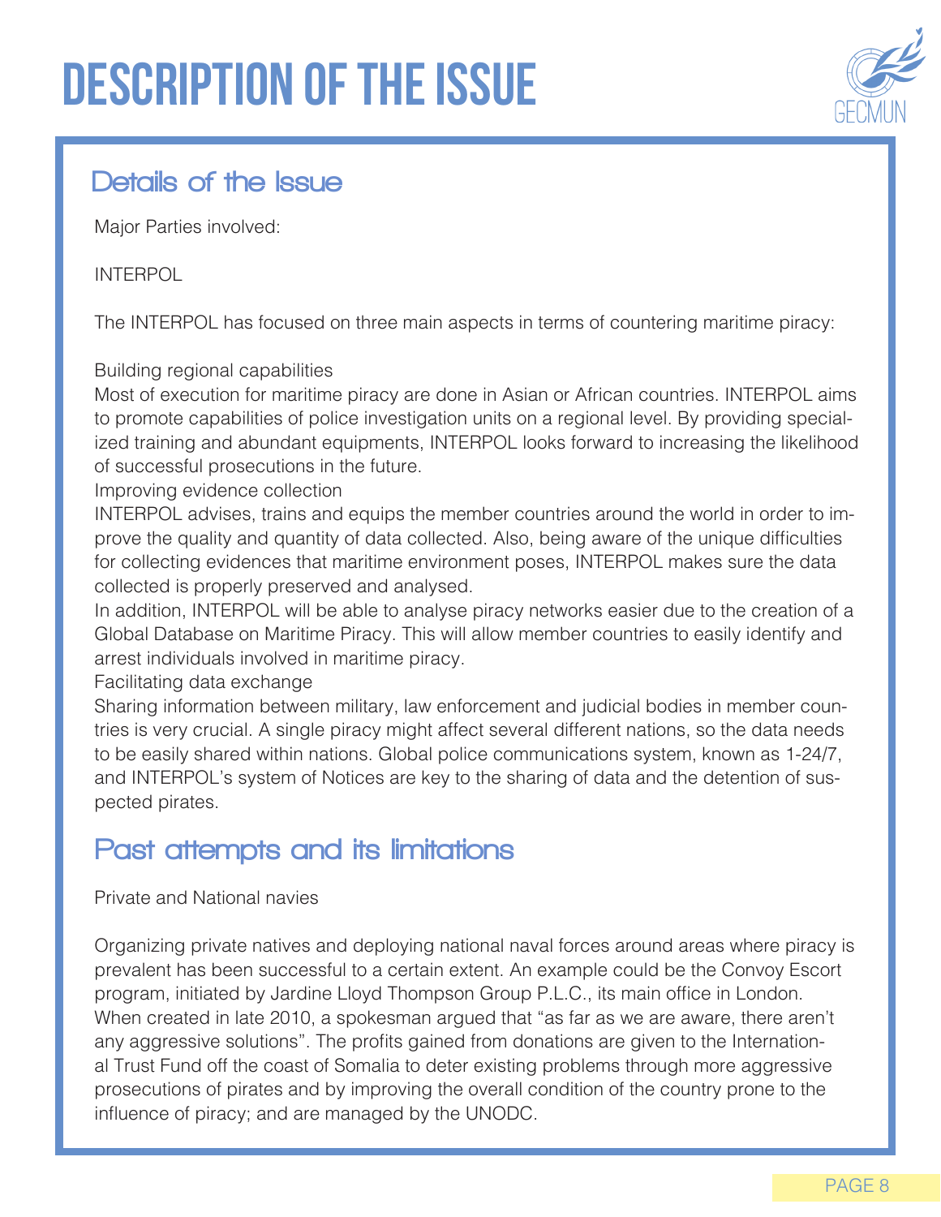# DESCRIPTION OF THE ISSUE

## Details of the Issue

Major Parties involved:

INTERPOL

The INTERPOL has focused on three main aspects in terms of countering maritime piracy:

Building regional capabilities

Most of execution for maritime piracy are done in Asian or African countries. INTERPOL aims to promote capabilities of police investigation units on a regional level. By providing specialized training and abundant equipments, INTERPOL looks forward to increasing the likelihood of successful prosecutions in the future.

Improving evidence collection

INTERPOL advises, trains and equips the member countries around the world in order to improve the quality and quantity of data collected. Also, being aware of the unique difficulties for collecting evidences that maritime environment poses, INTERPOL makes sure the data collected is properly preserved and analysed.

In addition, INTERPOL will be able to analyse piracy networks easier due to the creation of a Global Database on Maritime Piracy. This will allow member countries to easily identify and arrest individuals involved in maritime piracy.

Facilitating data exchange

Sharing information between military, law enforcement and judicial bodies in member countries is very crucial. A single piracy might affect several different nations, so the data needs to be easily shared within nations. Global police communications system, known as 1-24/7, and INTERPOL's system of Notices are key to the sharing of data and the detention of suspected pirates.

## Past attempts and its limitations

Private and National navies

Organizing private natives and deploying national naval forces around areas where piracy is prevalent has been successful to a certain extent. An example could be the Convoy Escort program, initiated by Jardine Lloyd Thompson Group P.L.C., its main office in London. When created in late 2010, a spokesman argued that "as far as we are aware, there aren't any aggressive solutions". The profits gained from donations are given to the International Trust Fund off the coast of Somalia to deter existing problems through more aggressive prosecutions of pirates and by improving the overall condition of the country prone to the influence of piracy; and are managed by the UNODC.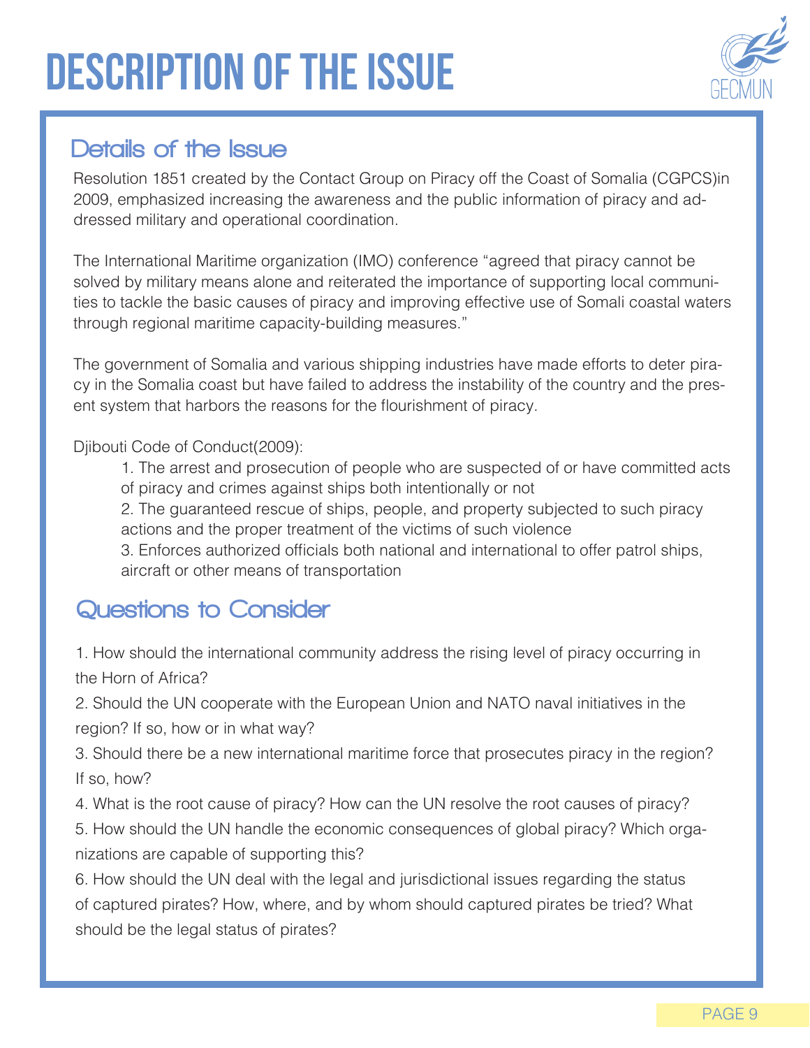# DESCRIPTION OF THE ISSUE

## Details of the Issue

Resolution 1851 created by the Contact Group on Piracy off the Coast of Somalia (CGPCS)in 2009, emphasized increasing the awareness and the public information of piracy and addressed military and operational coordination.

The International Maritime organization (IMO) conference "agreed that piracy cannot be solved by military means alone and reiterated the importance of supporting local communities to tackle the basic causes of piracy and improving effective use of Somali coastal waters through regional maritime capacity-building measures."

The government of Somalia and various shipping industries have made efforts to deter piracy in the Somalia coast but have failed to address the instability of the country and the present system that harbors the reasons for the flourishment of piracy.

Djibouti Code of Conduct(2009):

1. The arrest and prosecution of people who are suspected of or have committed acts of piracy and crimes against ships both intentionally or not
2. The guaranteed rescue of ships, people, and property subjected to such piracy actions and the proper treatment of the victims of such violence
3. Enforces authorized officials both national and international to offer patrol ships, aircraft or other means of transportation

## Questions to Consider

1. How should the international community address the rising level of piracy occurring in the Horn of Africa?
2. Should the UN cooperate with the European Union and NATO naval initiatives in the region? If so, how or in what way?
3. Should there be a new international maritime force that prosecutes piracy in the region? If so, how?
4. What is the root cause of piracy? How can the UN resolve the root causes of piracy?
5. How should the UN handle the economic consequences of global piracy? Which organizations are capable of supporting this?
6. How should the UN deal with the legal and jurisdictional issues regarding the status of captured pirates? How, where, and by whom should captured pirates be tried? What should be the legal status of pirates?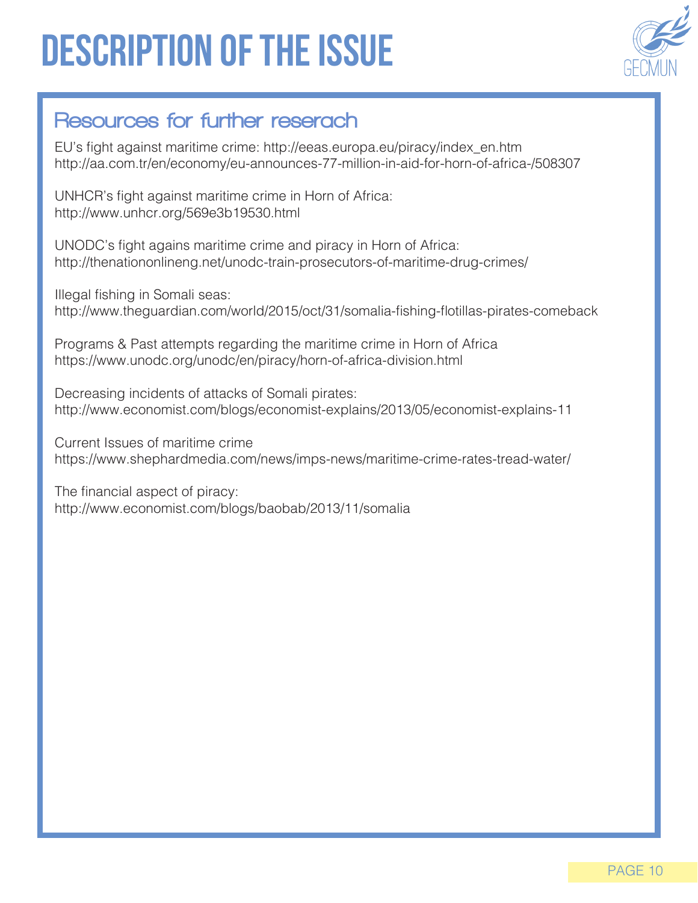# DESCRIPTION OF THE ISSUE

## Resources for further reserach

EU's fight against maritime crime: http://eeas.europa.eu/piracy/index_en.htm
http://aa.com.tr/en/economy/eu-announces-77-million-in-aid-for-horn-of-africa-/508307

UNHCR's fight against maritime crime in Horn of Africa:
http://www.unhcr.org/569e3b19530.html

UNODC's fight agains maritime crime and piracy in Horn of Africa:
http://thenationonlineng.net/unodc-train-prosecutors-of-maritime-drug-crimes/

Illegal fishing in Somali seas:
http://www.theguardian.com/world/2015/oct/31/somalia-fishing-flotillas-pirates-comeback

Programs & Past attempts regarding the maritime crime in Horn of Africa
https://www.unodc.org/unodc/en/piracy/horn-of-africa-division.html

Decreasing incidents of attacks of Somali pirates:
http://www.economist.com/blogs/economist-explains/2013/05/economist-explains-11

Current Issues of maritime crime
https://www.shephardmedia.com/news/imps-news/maritime-crime-rates-tread-water/

The financial aspect of piracy:
http://www.economist.com/blogs/baobab/2013/11/somalia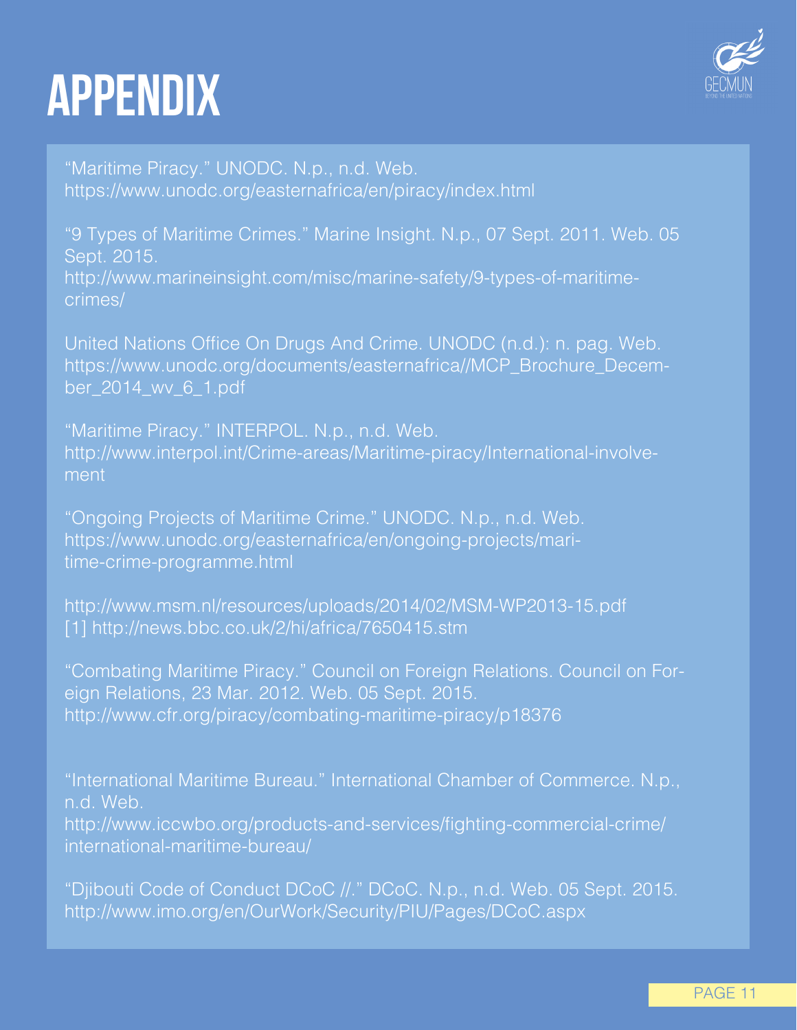# APPENDIX

"Maritime Piracy." UNODC. N.p., n.d. Web.
https://www.unodc.org/easternafrica/en/piracy/index.html

"9 Types of Maritime Crimes." Marine Insight. N.p., 07 Sept. 2011. Web. 05 Sept. 2015.
http://www.marineinsight.com/misc/marine-safety/9-types-of-maritime-crimes/

United Nations Office On Drugs And Crime. UNODC (n.d.): n. pag. Web.
https://www.unodc.org/documents/easternafrica//MCP_Brochure_December_2014_wv_6_1.pdf

"Maritime Piracy." INTERPOL. N.p., n.d. Web.
http://www.interpol.int/Crime-areas/Maritime-piracy/International-involvement

"Ongoing Projects of Maritime Crime." UNODC. N.p., n.d. Web.
https://www.unodc.org/easternafrica/en/ongoing-projects/maritime-crime-programme.html

http://www.msm.nl/resources/uploads/2014/02/MSM-WP2013-15.pdf
[1] http://news.bbc.co.uk/2/hi/africa/7650415.stm

"Combating Maritime Piracy." Council on Foreign Relations. Council on Foreign Relations, 23 Mar. 2012. Web. 05 Sept. 2015.
http://www.cfr.org/piracy/combating-maritime-piracy/p18376

"International Maritime Bureau." International Chamber of Commerce. N.p., n.d. Web.
http://www.iccwbo.org/products-and-services/fighting-commercial-crime/international-maritime-bureau/

"Djibouti Code of Conduct DCoC //." DCoC. N.p., n.d. Web. 05 Sept. 2015.
http://www.imo.org/en/OurWork/Security/PIU/Pages/DCoC.aspx